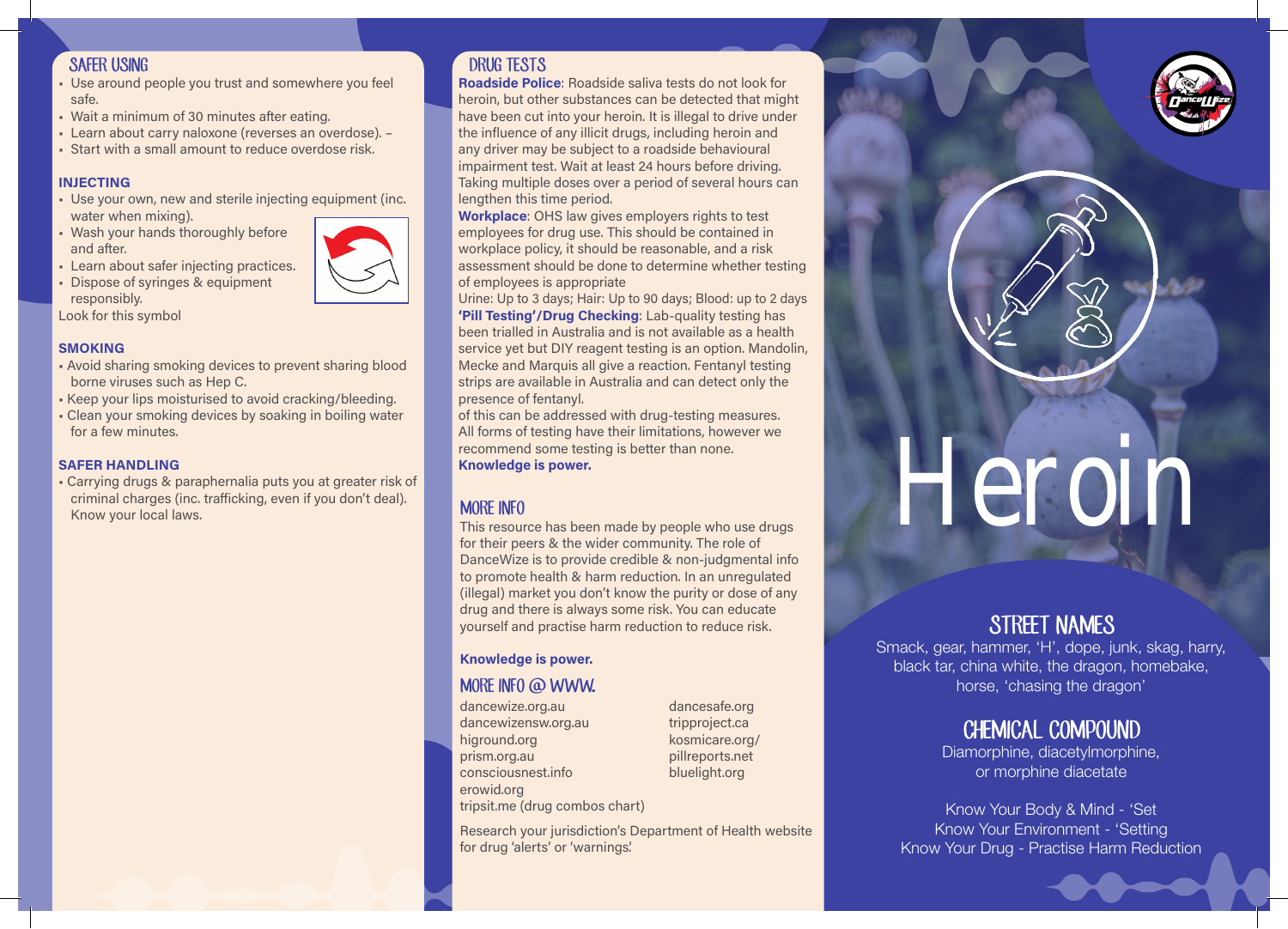## SAFER USING

- Use around people you trust and somewhere you feel safe.
- Wait a minimum of 30 minutes after eating.
- Learn about carry naloxone (reverses an overdose). –
- Start with a small amount to reduce overdose risk.

### INJECTING

- Use your own, new and sterile injecting equipment (inc. water when mixing).
- Wash your hands thoroughly before and after.
- Learn about safer injecting practices.
- Dispose of syringes & equipment responsibly.

Look for this symbol

### SMOKING

- Avoid sharing smoking devices to prevent sharing blood borne viruses such as Hep C.
- Keep your lips moisturised to avoid cracking/bleeding.
- Clean your smoking devices by soaking in boiling water for a few minutes.

### SAFER HANDLING

- Carrying drugs & paraphernalia puts you at greater risk of criminal charges (inc. trafficking, even if you don't deal). Know your local laws.

## DRUG TESTS

**Roadside Police**: Roadside saliva tests do not look for heroin, but other substances can be detected that might have been cut into your heroin. It is illegal to drive under the influence of any illicit drugs, including heroin and any driver may be subject to a roadside behavioural impairment test. Wait at least 24 hours before driving. Taking multiple doses over a period of several hours can lengthen this time period.

**Workplace**: OHS law gives employers rights to test employees for drug use. This should be contained in workplace policy, it should be reasonable, and a risk assessment should be done to determine whether testing of employees is appropriate

Urine: Up to 3 days; Hair: Up to 90 days; Blood: up to 2 days

**'Pill Testing'/Drug Checking**: Lab-quality testing has been trialled in Australia and is not available as a health service yet but DIY reagent testing is an option. Mandolin, Mecke and Marquis all give a reaction. Fentanyl testing strips are available in Australia and can detect only the presence of fentanyl.

of this can be addressed with drug-testing measures. All forms of testing have their limitations, however we recommend some testing is better than none.

**Knowledge is power.**

## MORE INFO

This resource has been made by people who use drugs for their peers & the wider community. The role of DanceWize is to provide credible & non-judgmental info to promote health & harm reduction. In an unregulated (illegal) market you don't know the purity or dose of any drug and there is always some risk. You can educate yourself and practise harm reduction to reduce risk.

**Knowledge is power.**

## MORE INFO @ WWW.

- dancewize.org.au
- dancewizensw.org.au
- higround.org
- prism.org.au
- consciousnest.info
- erowid.org
- tripsit.me (drug combos chart)
- dancesafe.org
- tripproject.ca
- kosmicare.org/
- pillreports.net
- bluelight.org

Research your jurisdiction's Department of Health website for drug 'alerts' or 'warnings'.

# Heroin

## STREET NAMES

Smack, gear, hammer, 'H', dope, junk, skag, harry, black tar, china white, the dragon, homebake, horse, 'chasing the dragon'

## CHEMICAL COMPOUND

Diamorphine, diacetylmorphine, or morphine diacetate

Know Your Body & Mind - 'Set
Know Your Environment - 'Setting
Know Your Drug - Practise Harm Reduction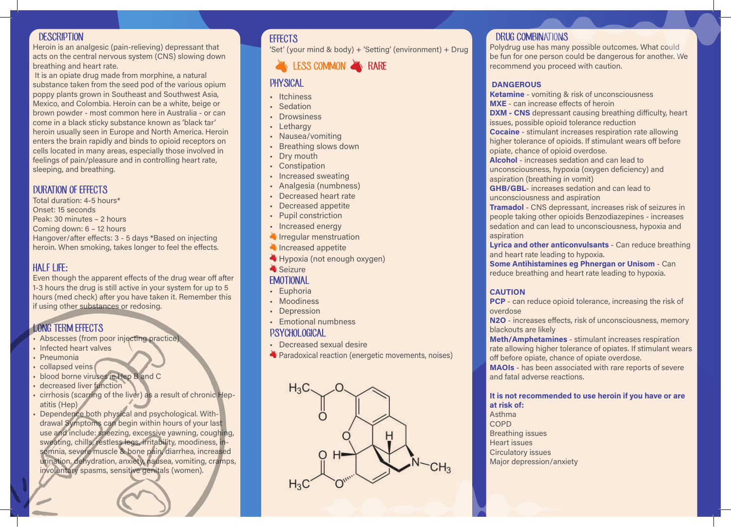## DESCRIPTION

Heroin is an analgesic (pain-relieving) depressant that acts on the central nervous system (CNS) slowing down breathing and heart rate.

It is an opiate drug made from morphine, a natural substance taken from the seed pod of the various opium poppy plants grown in Southeast and Southwest Asia, Mexico, and Colombia. Heroin can be a white, beige or brown powder - most common here in Australia - or can come in a black sticky substance known as 'black tar' heroin usually seen in Europe and North America. Heroin enters the brain rapidly and binds to opioid receptors on cells located in many areas, especially those involved in feelings of pain/pleasure and in controlling heart rate, sleeping, and breathing.

## DURATION OF EFFECTS

Total duration: 4-5 hours*
Onset: 15 seconds
Peak: 30 minutes – 2 hours
Coming down: 6 – 12 hours
Hangover/after effects: 3 - 5 days *Based on injecting heroin. When smoking, takes longer to feel the effects.

## HALF LIFE:

Even though the apparent effects of the drug wear off after 1-3 hours the drug is still active in your system for up to 5 hours (med check) after you have taken it. Remember this if using other substances or redosing.

## LONG TERM EFFECTS

- Abscesses (from poor injecting practice)
- Infected heart valves
- Pneumonia
- collapsed veins
- blood borne viruses ie Hep B and C
- decreased liver function
- cirrhosis (scarring of the liver) as a result of chronic Hepatitis (Hep)
- Dependence both physical and psychological. Withdrawal Symptoms can begin within hours of your last use and include: sneezing, excessive yawning, coughing, sweating, chills, restless legs, irritability, moodiness, insomnia, severe muscle & bone pain, diarrhea, increased urination, dehydration, anxiety, nausea, vomiting, cramps, involuntary spasms, sensitive genitals (women).

## EFFECTS

'Set' (your mind & body) + 'Setting' (environment) + Drug

LESS COMMON RARE

### PHYSICAL

- Itchiness
- Sedation
- Drowsiness
- Lethargy
- Nausea/vomiting
- Breathing slows down
- Dry mouth
- Constipation
- Increased sweating
- Analgesia (numbness)
- Decreased heart rate
- Decreased appetite
- Pupil constriction
- Increased energy
- Irregular menstruation (less common)
- Increased appetite (less common)
- Hypoxia (not enough oxygen) (rare)
- Seizure (rare)

### EMOTIONAL

- Euphoria
- Moodiness
- Depression
- Emotional numbness

### PSYCHOLOGICAL

- Decreased sexual desire
- Paradoxical reaction (energetic movements, noises) (rare)

## DRUG COMBINATIONS

Polydrug use has many possible outcomes. What could be fun for one person could be dangerous for another. We recommend you proceed with caution.

### DANGEROUS

**Ketamine** - vomiting & risk of unconsciousness
**MXE** - can increase effects of heroin
**DXM - CNS** depressant causing breathing difficulty, heart issues, possible opioid tolerance reduction
**Cocaine** - stimulant increases respiration rate allowing higher tolerance of opioids. If stimulant wears off before opiate, chance of opioid overdose.
**Alcohol** - increases sedation and can lead to unconsciousness, hypoxia (oxygen deficiency) and aspiration (breathing in vomit)
**GHB/GBL**- increases sedation and can lead to unconsciousness and aspiration
**Tramadol** - CNS depressant, increases risk of seizures in people taking other opioids Benzodiazepines - increases sedation and can lead to unconsciousness, hypoxia and aspiration
**Lyrica and other anticonvulsants** - Can reduce breathing and heart rate leading to hypoxia.
**Some Antihistamines eg Phnergan or Unisom** - Can reduce breathing and heart rate leading to hypoxia.

### CAUTION

**PCP** - can reduce opioid tolerance, increasing the risk of overdose
**N2O** - increases effects, risk of unconsciousness, memory blackouts are likely
**Meth/Amphetamines** - stimulant increases respiration rate allowing higher tolerance of opiates. If stimulant wears off before opiate, chance of opiate overdose.
**MAOIs** - has been associated with rare reports of severe and fatal adverse reactions.

**It is not recommended to use heroin if you have or are at risk of:**
Asthma
COPD
Breathing issues
Heart issues
Circulatory issues
Major depression/anxiety